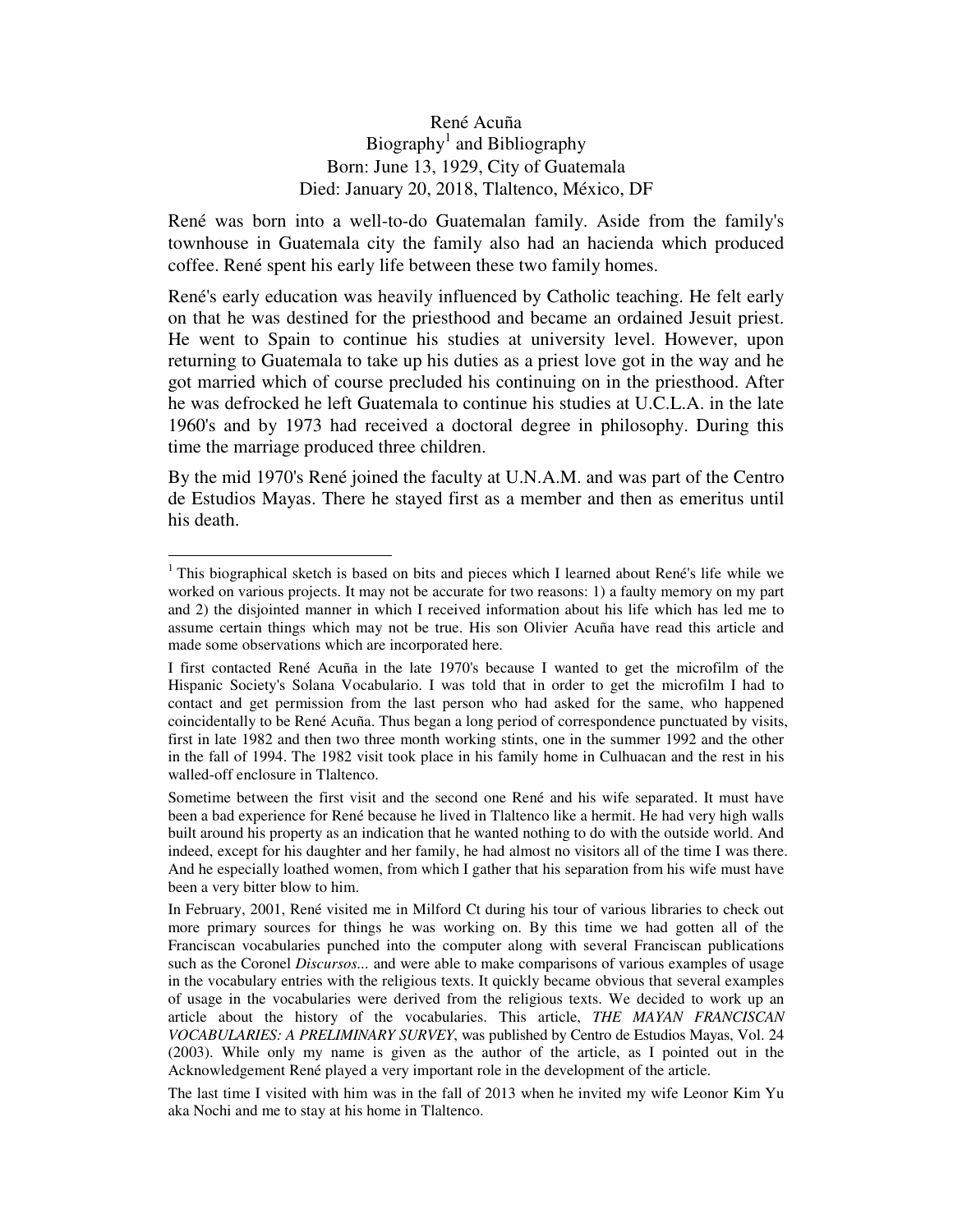# René Acuña

## Biography[1] and Bibliography

Born: June 13, 1929, City of Guatemala

Died: January 20, 2018, Tlaltenco, México, DF

René was born into a well-to-do Guatemalan family. Aside from the family's townhouse in Guatemala city the family also had an hacienda which produced coffee. René spent his early life between these two family homes.

René's early education was heavily influenced by Catholic teaching. He felt early on that he was destined for the priesthood and became an ordained Jesuit priest. He went to Spain to continue his studies at university level. However, upon returning to Guatemala to take up his duties as a priest love got in the way and he got married which of course precluded his continuing on in the priesthood. After he was defrocked he left Guatemala to continue his studies at U.C.L.A. in the late 1960's and by 1973 had received a doctoral degree in philosophy. During this time the marriage produced three children.

By the mid 1970's René joined the faculty at U.N.A.M. and was part of the Centro de Estudios Mayas. There he stayed first as a member and then as emeritus until his death.

---

[1] This biographical sketch is based on bits and pieces which I learned about René's life while we worked on various projects. It may not be accurate for two reasons: 1) a faulty memory on my part and 2) the disjointed manner in which I received information about his life which has led me to assume certain things which may not be true. His son Olivier Acuña have read this article and made some observations which are incorporated here.

I first contacted René Acuña in the late 1970's because I wanted to get the microfilm of the Hispanic Society's Solana Vocabulario. I was told that in order to get the microfilm I had to contact and get permission from the last person who had asked for the same, who happened coincidentally to be René Acuña. Thus began a long period of correspondence punctuated by visits, first in late 1982 and then two three month working stints, one in the summer 1992 and the other in the fall of 1994. The 1982 visit took place in his family home in Culhuacan and the rest in his walled-off enclosure in Tlaltenco.

Sometime between the first visit and the second one René and his wife separated. It must have been a bad experience for René because he lived in Tlaltenco like a hermit. He had very high walls built around his property as an indication that he wanted nothing to do with the outside world. And indeed, except for his daughter and her family, he had almost no visitors all of the time I was there. And he especially loathed women, from which I gather that his separation from his wife must have been a very bitter blow to him.

In February, 2001, René visited me in Milford Ct during his tour of various libraries to check out more primary sources for things he was working on. By this time we had gotten all of the Franciscan vocabularies punched into the computer along with several Franciscan publications such as the Coronel *Discursos...* and were able to make comparisons of various examples of usage in the vocabulary entries with the religious texts. It quickly became obvious that several examples of usage in the vocabularies were derived from the religious texts. We decided to work up an article about the history of the vocabularies. This article, *THE MAYAN FRANCISCAN VOCABULARIES: A PRELIMINARY SURVEY*, was published by Centro de Estudios Mayas, Vol. 24 (2003). While only my name is given as the author of the article, as I pointed out in the Acknowledgement René played a very important role in the development of the article.

The last time I visited with him was in the fall of 2013 when he invited my wife Leonor Kim Yu aka Nochi and me to stay at his home in Tlaltenco.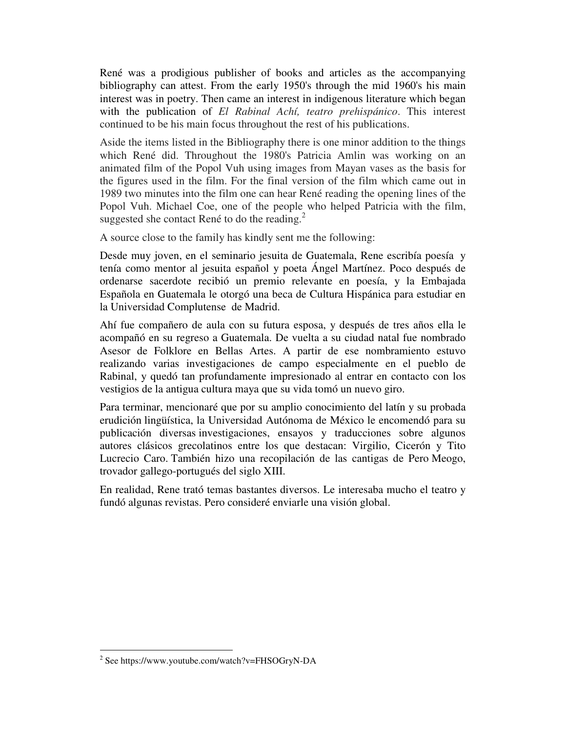René was a prodigious publisher of books and articles as the accompanying bibliography can attest. From the early 1950's through the mid 1960's his main interest was in poetry. Then came an interest in indigenous literature which began with the publication of *El Rabinal Achí, teatro prehispánico*. This interest continued to be his main focus throughout the rest of his publications.

Aside the items listed in the Bibliography there is one minor addition to the things which René did. Throughout the 1980's Patricia Amlin was working on an animated film of the Popol Vuh using images from Mayan vases as the basis for the figures used in the film. For the final version of the film which came out in 1989 two minutes into the film one can hear René reading the opening lines of the Popol Vuh. Michael Coe, one of the people who helped Patricia with the film, suggested she contact René to do the reading.[2]

A source close to the family has kindly sent me the following:

Desde muy joven, en el seminario jesuita de Guatemala, Rene escribía poesía y tenía como mentor al jesuita español y poeta Ángel Martínez. Poco después de ordenarse sacerdote recibió un premio relevante en poesía, y la Embajada Española en Guatemala le otorgó una beca de Cultura Hispánica para estudiar en la Universidad Complutense de Madrid.

Ahí fue compañero de aula con su futura esposa, y después de tres años ella le acompañó en su regreso a Guatemala. De vuelta a su ciudad natal fue nombrado Asesor de Folklore en Bellas Artes. A partir de ese nombramiento estuvo realizando varias investigaciones de campo especialmente en el pueblo de Rabinal, y quedó tan profundamente impresionado al entrar en contacto con los vestigios de la antigua cultura maya que su vida tomó un nuevo giro.

Para terminar, mencionaré que por su amplio conocimiento del latín y su probada erudición lingüística, la Universidad Autónoma de México le encomendó para su publicación diversas investigaciones, ensayos y traducciones sobre algunos autores clásicos grecolatinos entre los que destacan: Virgilio, Cicerón y Tito Lucrecio Caro. También hizo una recopilación de las cantigas de Pero Meogo, trovador gallego-portugués del siglo XIII.

En realidad, Rene trató temas bastantes diversos. Le interesaba mucho el teatro y fundó algunas revistas. Pero consideré enviarle una visión global.

---

[2] See https://www.youtube.com/watch?v=FHSOGryN-DA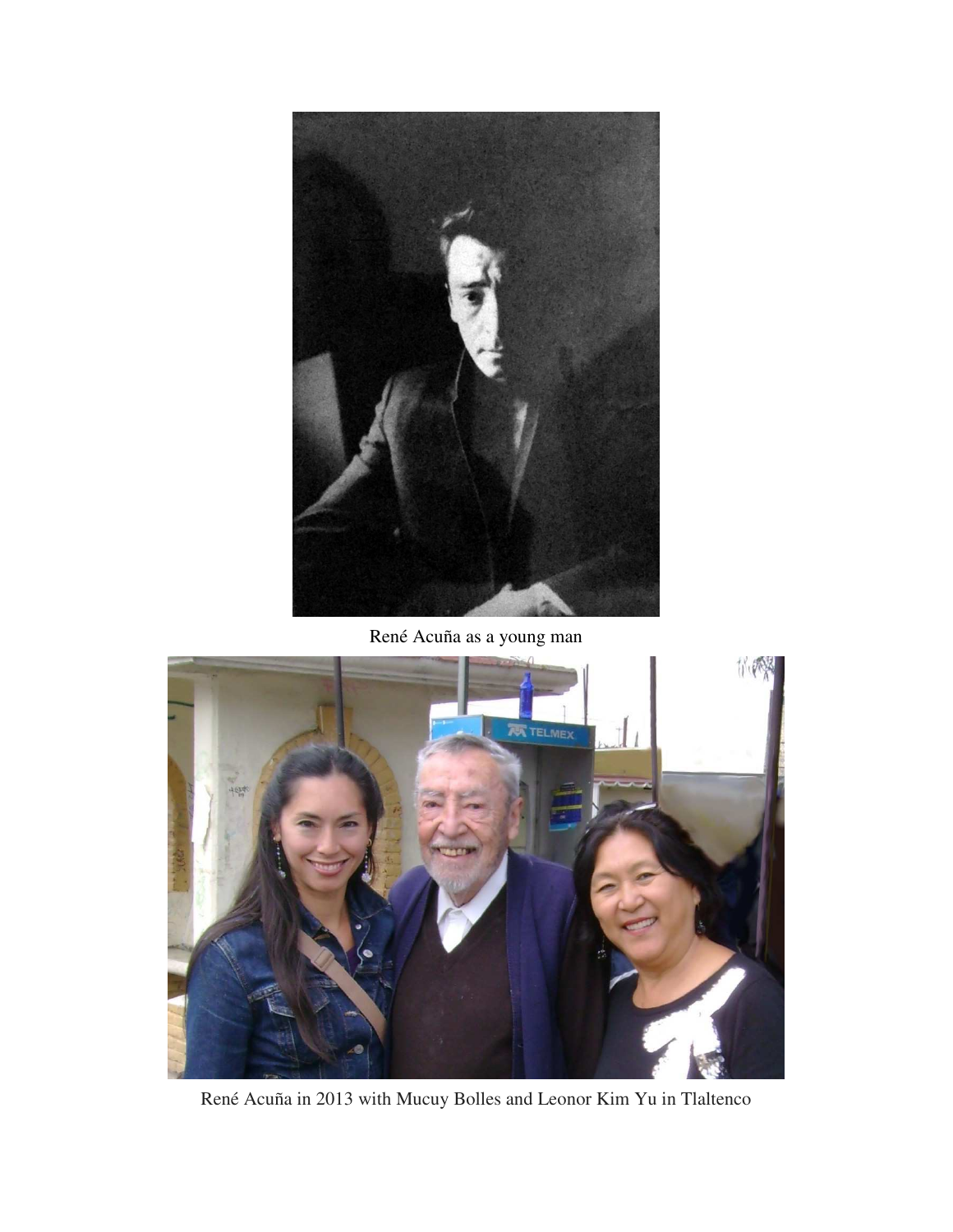René Acuña as a young man

René Acuña in 2013 with Mucuy Bolles and Leonor Kim Yu in Tlaltenco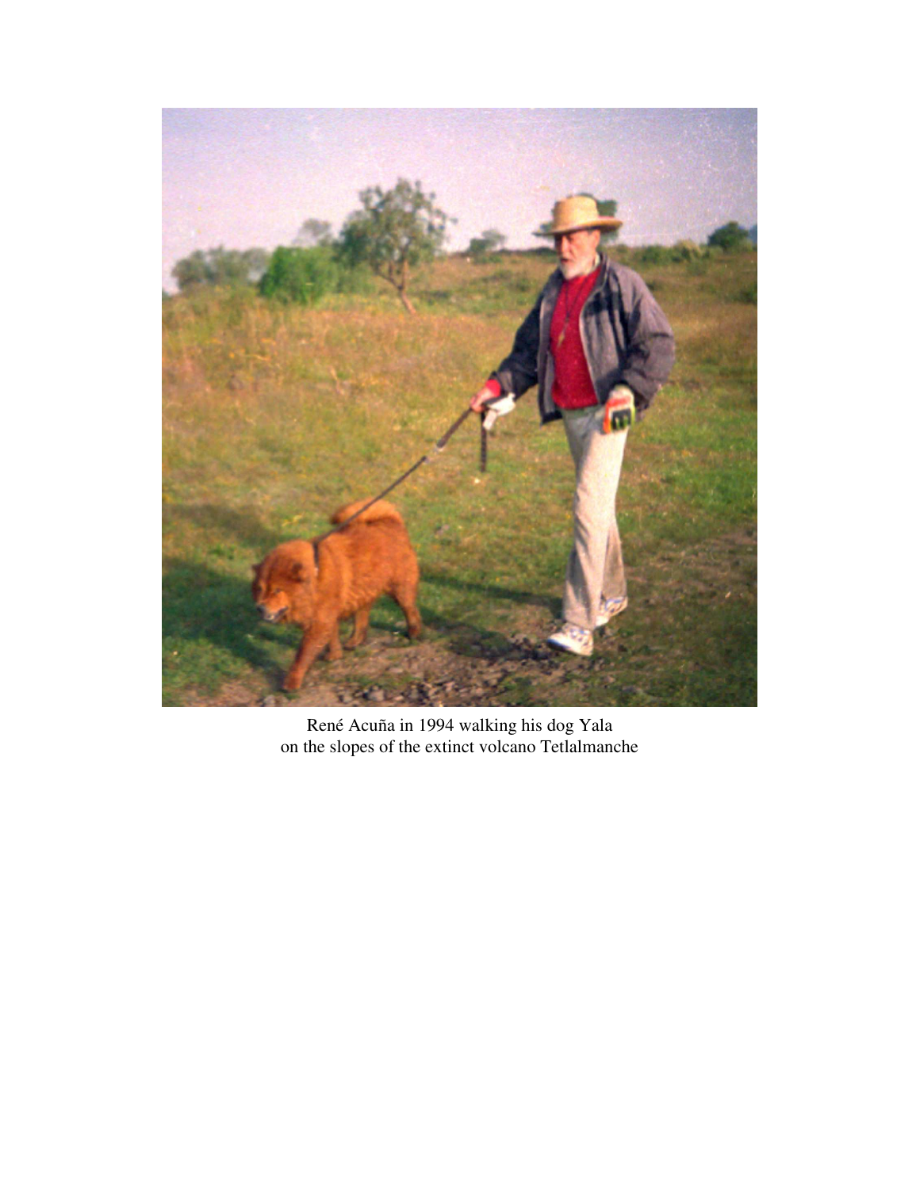René Acuña in 1994 walking his dog Yala
on the slopes of the extinct volcano Tetlalmanche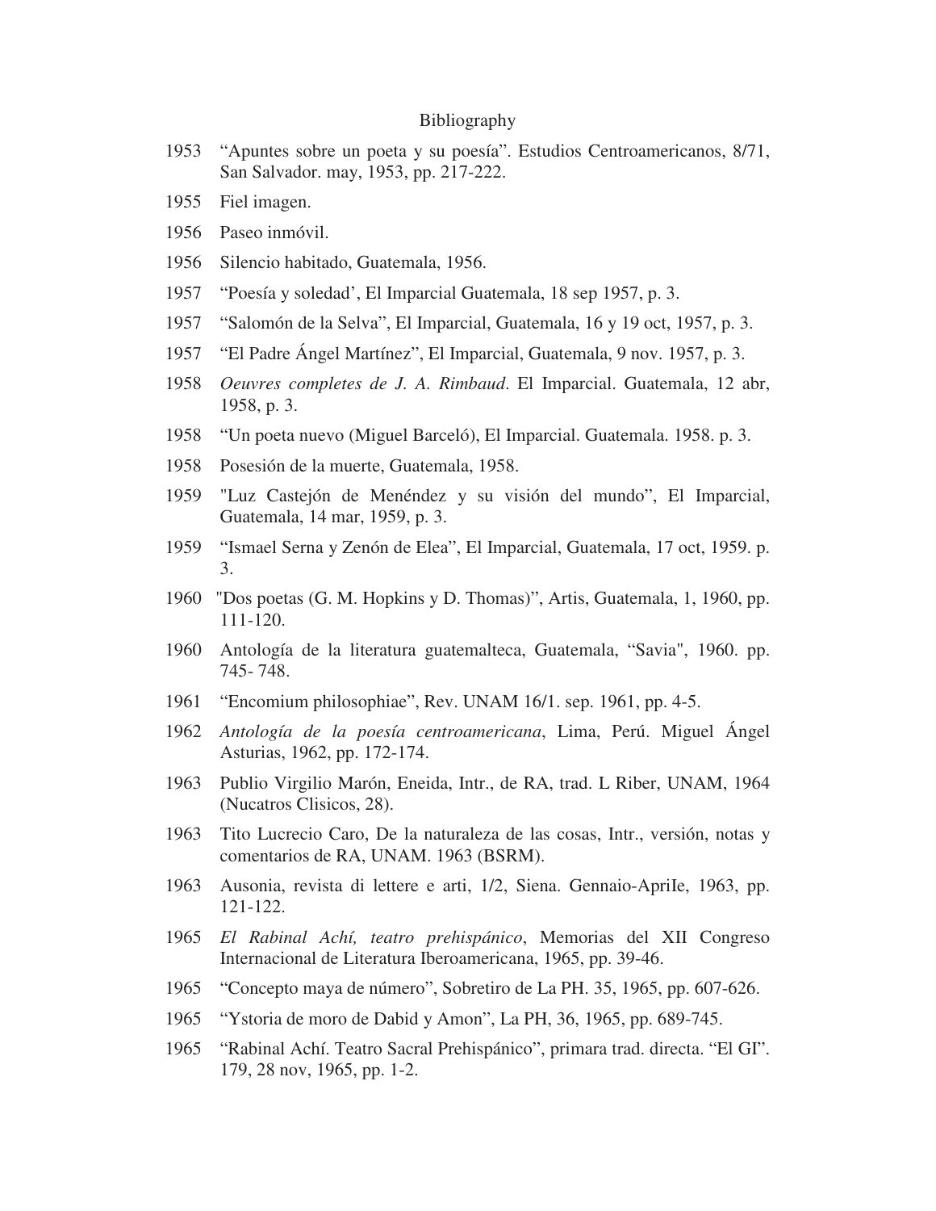# Bibliography

1953 "Apuntes sobre un poeta y su poesía". Estudios Centroamericanos, 8/71, San Salvador. may, 1953, pp. 217-222.

1955 Fiel imagen.

1956 Paseo inmóvil.

1956 Silencio habitado, Guatemala, 1956.

1957 "Poesía y soledad', El Imparcial Guatemala, 18 sep 1957, p. 3.

1957 "Salomón de la Selva", El Imparcial, Guatemala, 16 y 19 oct, 1957, p. 3.

1957 "El Padre Ángel Martínez", El Imparcial, Guatemala, 9 nov. 1957, p. 3.

1958 *Oeuvres completes de J. A. Rimbaud*. El Imparcial. Guatemala, 12 abr, 1958, p. 3.

1958 "Un poeta nuevo (Miguel Barceló), El Imparcial. Guatemala. 1958. p. 3.

1958 Posesión de la muerte, Guatemala, 1958.

1959 "Luz Castejón de Menéndez y su visión del mundo", El Imparcial, Guatemala, 14 mar, 1959, p. 3.

1959 "Ismael Serna y Zenón de Elea", El Imparcial, Guatemala, 17 oct, 1959. p. 3.

1960 "Dos poetas (G. M. Hopkins y D. Thomas)", Artis, Guatemala, 1, 1960, pp. 111-120.

1960 Antología de la literatura guatemalteca, Guatemala, "Savia", 1960. pp. 745- 748.

1961 "Encomium philosophiae", Rev. UNAM 16/1. sep. 1961, pp. 4-5.

1962 *Antología de la poesía centroamericana*, Lima, Perú. Miguel Ángel Asturias, 1962, pp. 172-174.

1963 Publio Virgilio Marón, Eneida, Intr., de RA, trad. L Riber, UNAM, 1964 (Nucatros Clisicos, 28).

1963 Tito Lucrecio Caro, De la naturaleza de las cosas, Intr., versión, notas y comentarios de RA, UNAM. 1963 (BSRM).

1963 Ausonia, revista di lettere e arti, 1/2, Siena. Gennaio-AprIle, 1963, pp. 121-122.

1965 *El Rabinal Achí, teatro prehispánico*, Memorias del XII Congreso Internacional de Literatura Iberoamericana, 1965, pp. 39-46.

1965 "Concepto maya de número", Sobretiro de La PH. 35, 1965, pp. 607-626.

1965 "Ystoria de moro de Dabid y Amon", La PH, 36, 1965, pp. 689-745.

1965 "Rabinal Achí. Teatro Sacral Prehispánico", primara trad. directa. "El GI". 179, 28 nov, 1965, pp. 1-2.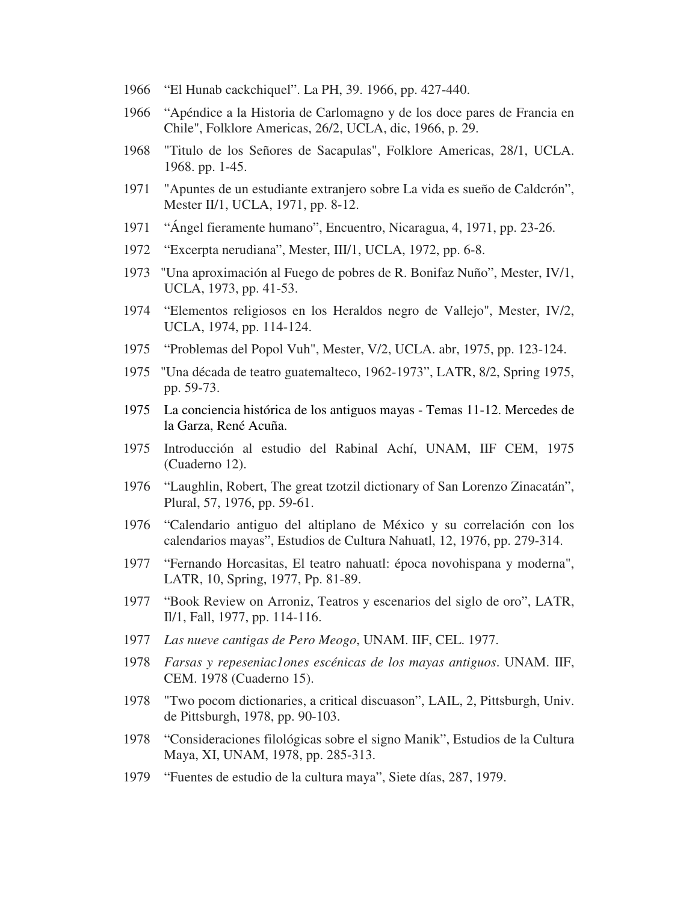1966 "El Hunab cackchiquel". La PH, 39. 1966, pp. 427-440.

1966 "Apéndice a la Historia de Carlomagno y de los doce pares de Francia en Chile", Folklore Americas, 26/2, UCLA, dic, 1966, p. 29.

1968 "Titulo de los Señores de Sacapulas", Folklore Americas, 28/1, UCLA. 1968. pp. 1-45.

1971 "Apuntes de un estudiante extranjero sobre La vida es sueño de Caldcrón", Mester II/1, UCLA, 1971, pp. 8-12.

1971 "Ángel fieramente humano", Encuentro, Nicaragua, 4, 1971, pp. 23-26.

1972 "Excerpta nerudiana", Mester, III/1, UCLA, 1972, pp. 6-8.

1973 "Una aproximación al Fuego de pobres de R. Bonifaz Nuño", Mester, IV/1, UCLA, 1973, pp. 41-53.

1974 "Elementos religiosos en los Heraldos negro de Vallejo", Mester, IV/2, UCLA, 1974, pp. 114-124.

1975 "Problemas del Popol Vuh", Mester, V/2, UCLA. abr, 1975, pp. 123-124.

1975 "Una década de teatro guatemalteco, 1962-1973", LATR, 8/2, Spring 1975, pp. 59-73.

1975 La conciencia histórica de los antiguos mayas - Temas 11-12. Mercedes de la Garza, René Acuña.

1975 Introducción al estudio del Rabinal Achí, UNAM, IIF CEM, 1975 (Cuaderno 12).

1976 "Laughlin, Robert, The great tzotzil dictionary of San Lorenzo Zinacatán", Plural, 57, 1976, pp. 59-61.

1976 "Calendario antiguo del altiplano de México y su correlación con los calendarios mayas", Estudios de Cultura Nahuatl, 12, 1976, pp. 279-314.

1977 "Fernando Horcasitas, El teatro nahuatl: época novohispana y moderna", LATR, 10, Spring, 1977, Pp. 81-89.

1977 "Book Review on Arroniz, Teatros y escenarios del siglo de oro", LATR, Il/1, Fall, 1977, pp. 114-116.

1977 *Las nueve cantigas de Pero Meogo*, UNAM. IIF, CEL. 1977.

1978 *Farsas y repeseniac1ones escénicas de los mayas antiguos*. UNAM. IIF, CEM. 1978 (Cuaderno 15).

1978 "Two pocom dictionaries, a critical discuason", LAIL, 2, Pittsburgh, Univ. de Pittsburgh, 1978, pp. 90-103.

1978 "Consideraciones filológicas sobre el signo Manik", Estudios de la Cultura Maya, XI, UNAM, 1978, pp. 285-313.

1979 "Fuentes de estudio de la cultura maya", Siete días, 287, 1979.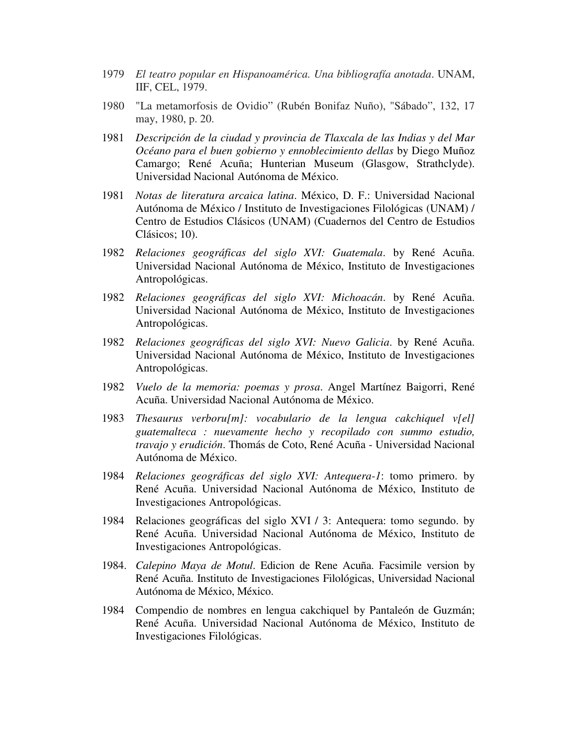1979 *El teatro popular en Hispanoamérica. Una bibliografía anotada*. UNAM, IIF, CEL, 1979.

1980 "La metamorfosis de Ovidio" (Rubén Bonifaz Nuño), "Sábado", 132, 17 may, 1980, p. 20.

1981 *Descripción de la ciudad y provincia de Tlaxcala de las Indias y del Mar Océano para el buen gobierno y ennoblecimiento dellas* by Diego Muñoz Camargo; René Acuña; Hunterian Museum (Glasgow, Strathclyde). Universidad Nacional Autónoma de México.

1981 *Notas de literatura arcaica latina*. México, D. F.: Universidad Nacional Autónoma de México / Instituto de Investigaciones Filológicas (UNAM) / Centro de Estudios Clásicos (UNAM) (Cuadernos del Centro de Estudios Clásicos; 10).

1982 *Relaciones geográficas del siglo XVI: Guatemala*. by René Acuña. Universidad Nacional Autónoma de México, Instituto de Investigaciones Antropológicas.

1982 *Relaciones geográficas del siglo XVI: Michoacán*. by René Acuña. Universidad Nacional Autónoma de México, Instituto de Investigaciones Antropológicas.

1982 *Relaciones geográficas del siglo XVI: Nuevo Galicia*. by René Acuña. Universidad Nacional Autónoma de México, Instituto de Investigaciones Antropológicas.

1982 *Vuelo de la memoria: poemas y prosa*. Angel Martínez Baigorri, René Acuña. Universidad Nacional Autónoma de México.

1983 *Thesaurus verboru[m]: vocabulario de la lengua cakchiquel v[el] guatemalteca : nuevamente hecho y recopilado con summo estudio, travajo y erudición*. Thomás de Coto, René Acuña - Universidad Nacional Autónoma de México.

1984 *Relaciones geográficas del siglo XVI: Antequera-1*: tomo primero. by René Acuña. Universidad Nacional Autónoma de México, Instituto de Investigaciones Antropológicas.

1984 Relaciones geográficas del siglo XVI / 3: Antequera: tomo segundo. by René Acuña. Universidad Nacional Autónoma de México, Instituto de Investigaciones Antropológicas.

1984. *Calepino Maya de Motul*. Edicion de Rene Acuña. Facsimile version by René Acuña. Instituto de Investigaciones Filológicas, Universidad Nacional Autónoma de México, México.

1984 Compendio de nombres en lengua cakchiquel by Pantaleón de Guzmán; René Acuña. Universidad Nacional Autónoma de México, Instituto de Investigaciones Filológicas.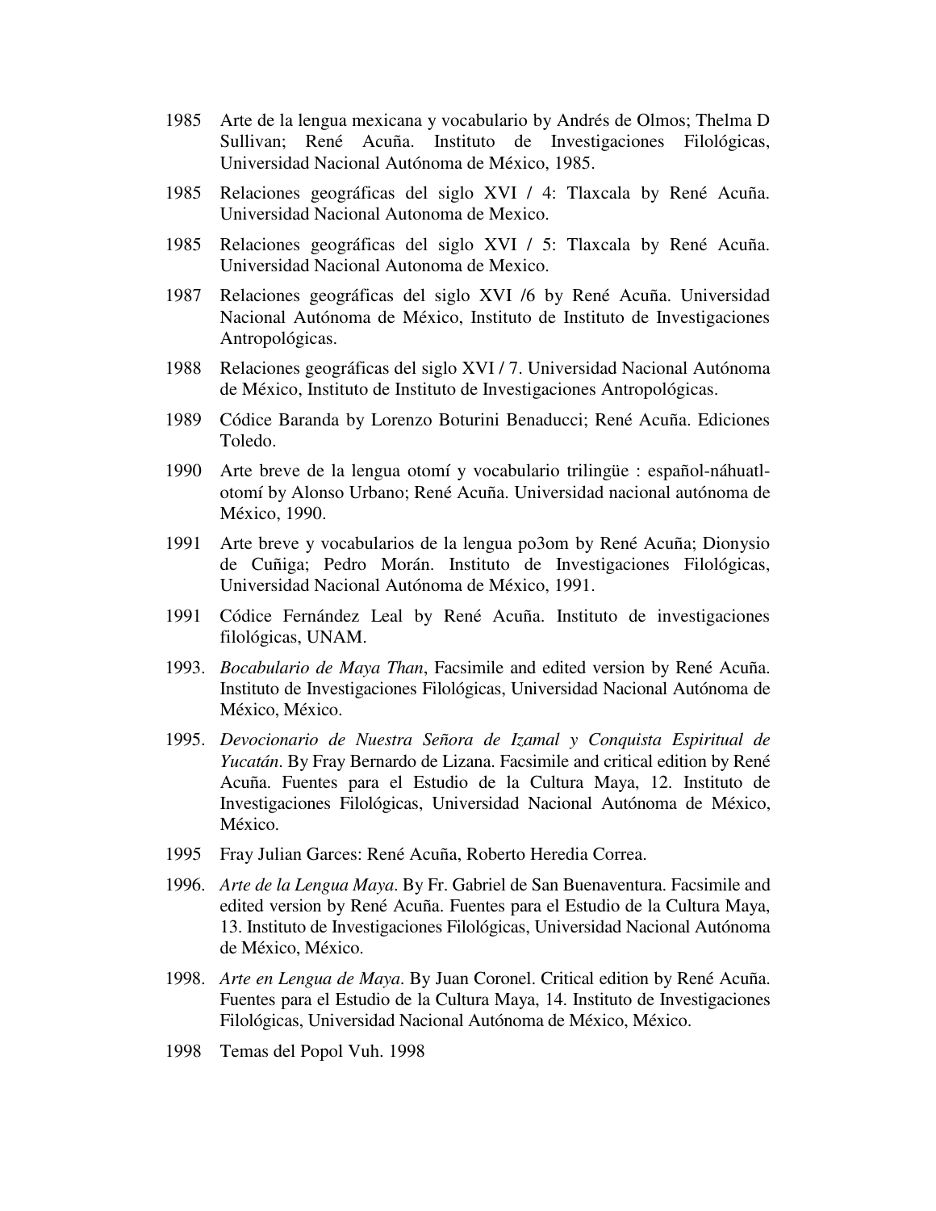1985 Arte de la lengua mexicana y vocabulario by Andrés de Olmos; Thelma D Sullivan; René Acuña. Instituto de Investigaciones Filológicas, Universidad Nacional Autónoma de México, 1985.

1985 Relaciones geográficas del siglo XVI / 4: Tlaxcala by René Acuña. Universidad Nacional Autonoma de Mexico.

1985 Relaciones geográficas del siglo XVI / 5: Tlaxcala by René Acuña. Universidad Nacional Autonoma de Mexico.

1987 Relaciones geográficas del siglo XVI /6 by René Acuña. Universidad Nacional Autónoma de México, Instituto de Instituto de Investigaciones Antropológicas.

1988 Relaciones geográficas del siglo XVI / 7. Universidad Nacional Autónoma de México, Instituto de Instituto de Investigaciones Antropológicas.

1989 Códice Baranda by Lorenzo Boturini Benaducci; René Acuña. Ediciones Toledo.

1990 Arte breve de la lengua otomí y vocabulario trilingüe : español-náhuatl-otomí by Alonso Urbano; René Acuña. Universidad nacional autónoma de México, 1990.

1991 Arte breve y vocabularios de la lengua po3om by René Acuña; Dionysio de Cuñiga; Pedro Morán. Instituto de Investigaciones Filológicas, Universidad Nacional Autónoma de México, 1991.

1991 Códice Fernández Leal by René Acuña. Instituto de investigaciones filológicas, UNAM.

1993. *Bocabulario de Maya Than*, Facsimile and edited version by René Acuña. Instituto de Investigaciones Filológicas, Universidad Nacional Autónoma de México, México.

1995. *Devocionario de Nuestra Señora de Izamal y Conquista Espiritual de Yucatán*. By Fray Bernardo de Lizana. Facsimile and critical edition by René Acuña. Fuentes para el Estudio de la Cultura Maya, 12. Instituto de Investigaciones Filológicas, Universidad Nacional Autónoma de México, México.

1995 Fray Julian Garces: René Acuña, Roberto Heredia Correa.

1996. *Arte de la Lengua Maya*. By Fr. Gabriel de San Buenaventura. Facsimile and edited version by René Acuña. Fuentes para el Estudio de la Cultura Maya, 13. Instituto de Investigaciones Filológicas, Universidad Nacional Autónoma de México, México.

1998. *Arte en Lengua de Maya*. By Juan Coronel. Critical edition by René Acuña. Fuentes para el Estudio de la Cultura Maya, 14. Instituto de Investigaciones Filológicas, Universidad Nacional Autónoma de México, México.

1998 Temas del Popol Vuh. 1998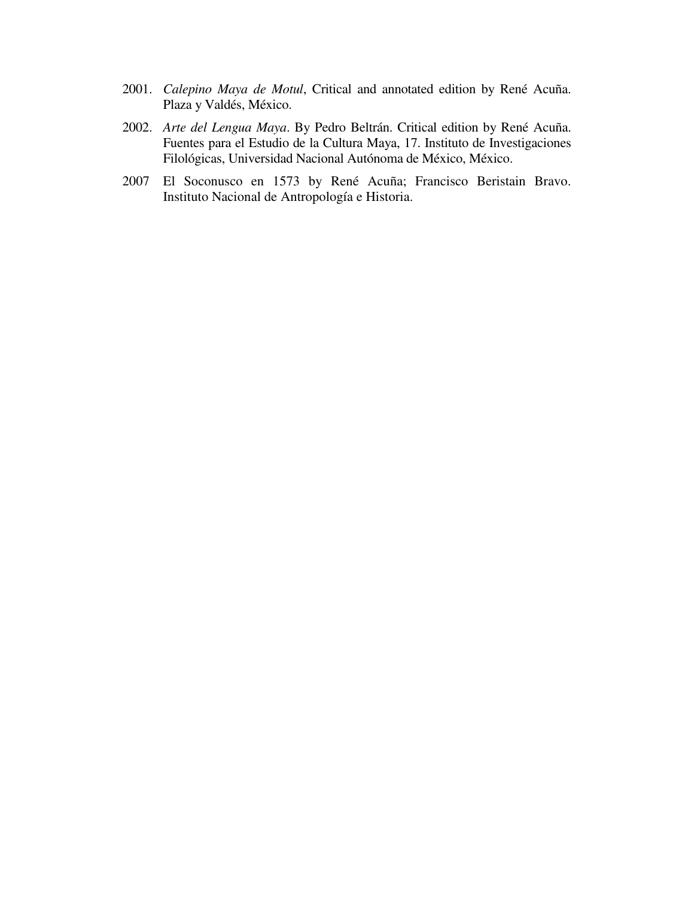2001. *Calepino Maya de Motul*, Critical and annotated edition by René Acuña. Plaza y Valdés, México.

2002. *Arte del Lengua Maya*. By Pedro Beltrán. Critical edition by René Acuña. Fuentes para el Estudio de la Cultura Maya, 17. Instituto de Investigaciones Filológicas, Universidad Nacional Autónoma de México, México.

2007 El Soconusco en 1573 by René Acuña; Francisco Beristain Bravo. Instituto Nacional de Antropología e Historia.